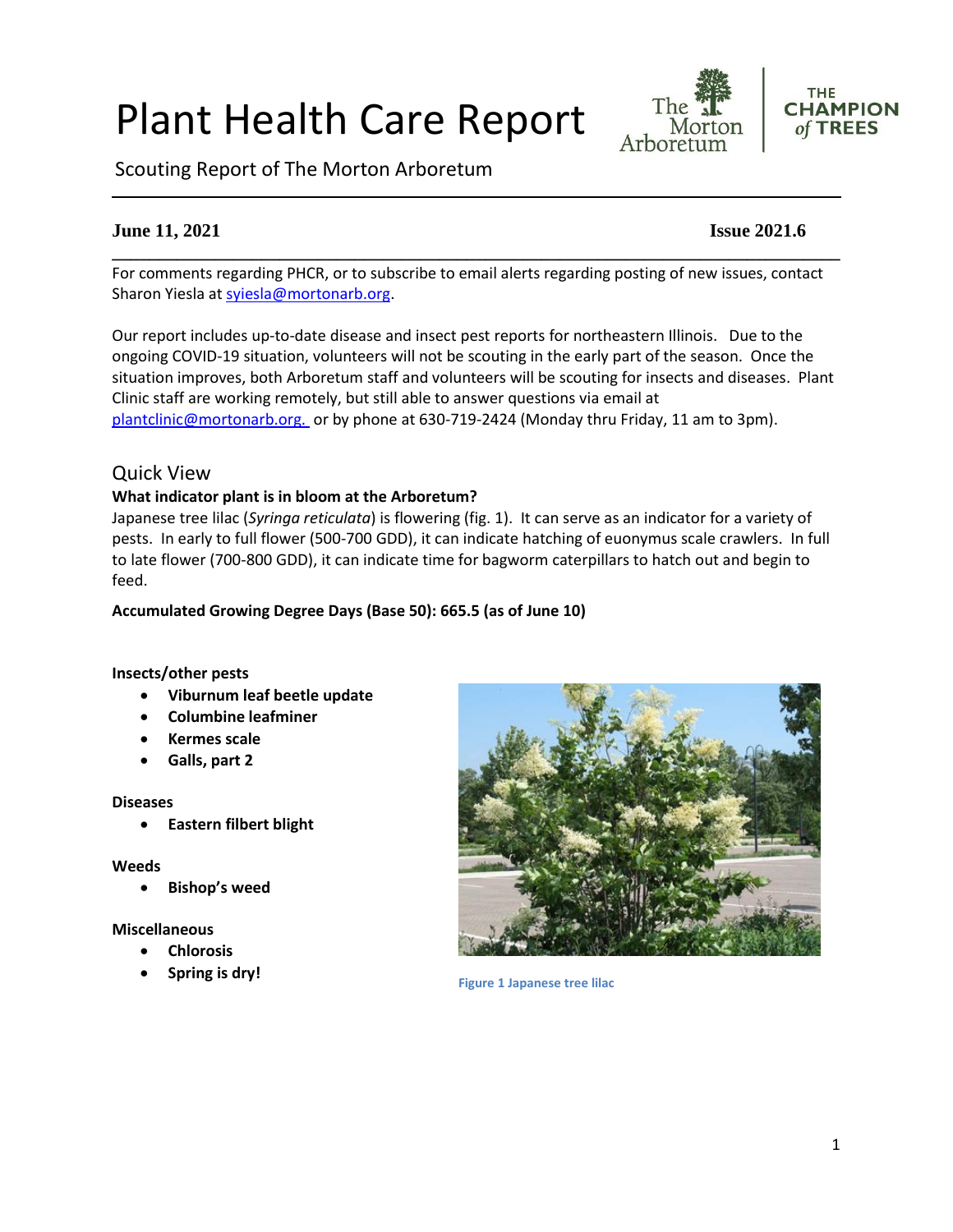# Plant Health Care Report

Scouting Report of The Morton Arboretum

**June 11, 2021** **Issue 2021.6**

For comments regarding PHCR, or to subscribe to email alerts regarding posting of new issues, contact Sharon Yiesla at syiesla@mortonarb.org.

Our report includes up-to-date disease and insect pest reports for northeastern Illinois. Due to the ongoing COVID-19 situation, volunteers will not be scouting in the early part of the season. Once the situation improves, both Arboretum staff and volunteers will be scouting for insects and diseases. Plant Clinic staff are working remotely, but still able to answer questions via email at plantclinic@mortonarb.org. or by phone at 630-719-2424 (Monday thru Friday, 11 am to 3pm).

## Quick View

**What indicator plant is in bloom at the Arboretum?**

Japanese tree lilac (*Syringa reticulata*) is flowering (fig. 1). It can serve as an indicator for a variety of pests. In early to full flower (500-700 GDD), it can indicate hatching of euonymus scale crawlers. In full to late flower (700-800 GDD), it can indicate time for bagworm caterpillars to hatch out and begin to feed.

**Accumulated Growing Degree Days (Base 50): 665.5 (as of June 10)**

**Insects/other pests**

- **Viburnum leaf beetle update**
- **Columbine leafminer**
- **Kermes scale**
- **Galls, part 2**

**Diseases**

- **Eastern filbert blight**

**Weeds**

- **Bishop's weed**

**Miscellaneous**

- **Chlorosis**
- **Spring is dry!**

Figure 1 Japanese tree lilac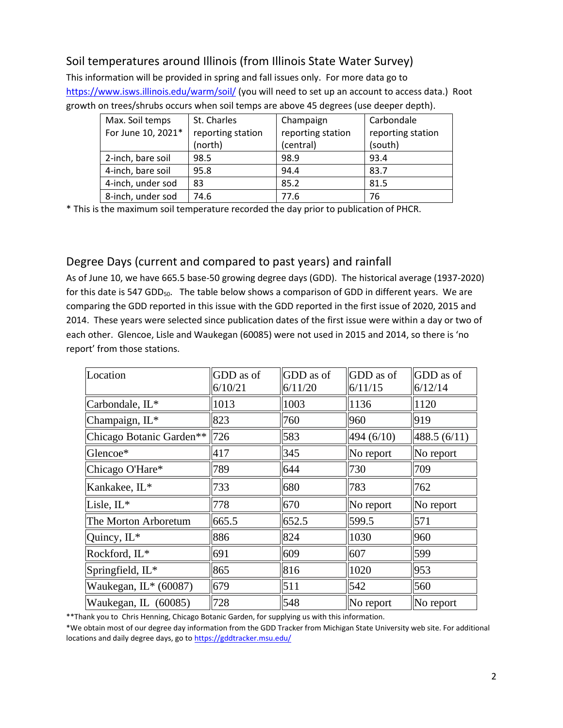## Soil temperatures around Illinois (from Illinois State Water Survey)

This information will be provided in spring and fall issues only. For more data go to https://www.isws.illinois.edu/warm/soil/ (you will need to set up an account to access data.) Root growth on trees/shrubs occurs when soil temps are above 45 degrees (use deeper depth).

| Max. Soil temps For June 10, 2021* | St. Charles reporting station (north) | Champaign reporting station (central) | Carbondale reporting station (south) |
|---|---|---|---|
| 2-inch, bare soil | 98.5 | 98.9 | 93.4 |
| 4-inch, bare soil | 95.8 | 94.4 | 83.7 |
| 4-inch, under sod | 83 | 85.2 | 81.5 |
| 8-inch, under sod | 74.6 | 77.6 | 76 |

* This is the maximum soil temperature recorded the day prior to publication of PHCR.

## Degree Days (current and compared to past years) and rainfall

As of June 10, we have 665.5 base-50 growing degree days (GDD). The historical average (1937-2020) for this date is 547 $GDD_{50}$. The table below shows a comparison of GDD in different years. We are comparing the GDD reported in this issue with the GDD reported in the first issue of 2020, 2015 and 2014. These years were selected since publication dates of the first issue were within a day or two of each other. Glencoe, Lisle and Waukegan (60085) were not used in 2015 and 2014, so there is 'no report' from those stations.

| Location | GDD as of 6/10/21 | GDD as of 6/11/20 | GDD as of 6/11/15 | GDD as of 6/12/14 |
|---|---|---|---|---|
| Carbondale, IL* | 1013 | 1003 | 1136 | 1120 |
| Champaign, IL* | 823 | 760 | 960 | 919 |
| Chicago Botanic Garden** | 726 | 583 | 494 (6/10) | 488.5 (6/11) |
| Glencoe* | 417 | 345 | No report | No report |
| Chicago O'Hare* | 789 | 644 | 730 | 709 |
| Kankakee, IL* | 733 | 680 | 783 | 762 |
| Lisle, IL* | 778 | 670 | No report | No report |
| The Morton Arboretum | 665.5 | 652.5 | 599.5 | 571 |
| Quincy, IL* | 886 | 824 | 1030 | 960 |
| Rockford, IL* | 691 | 609 | 607 | 599 |
| Springfield, IL* | 865 | 816 | 1020 | 953 |
| Waukegan, IL* (60087) | 679 | 511 | 542 | 560 |
| Waukegan, IL (60085) | 728 | 548 | No report | No report |

**Thank you to Chris Henning, Chicago Botanic Garden, for supplying us with this information.

*We obtain most of our degree day information from the GDD Tracker from Michigan State University web site. For additional locations and daily degree days, go to https://gddtracker.msu.edu/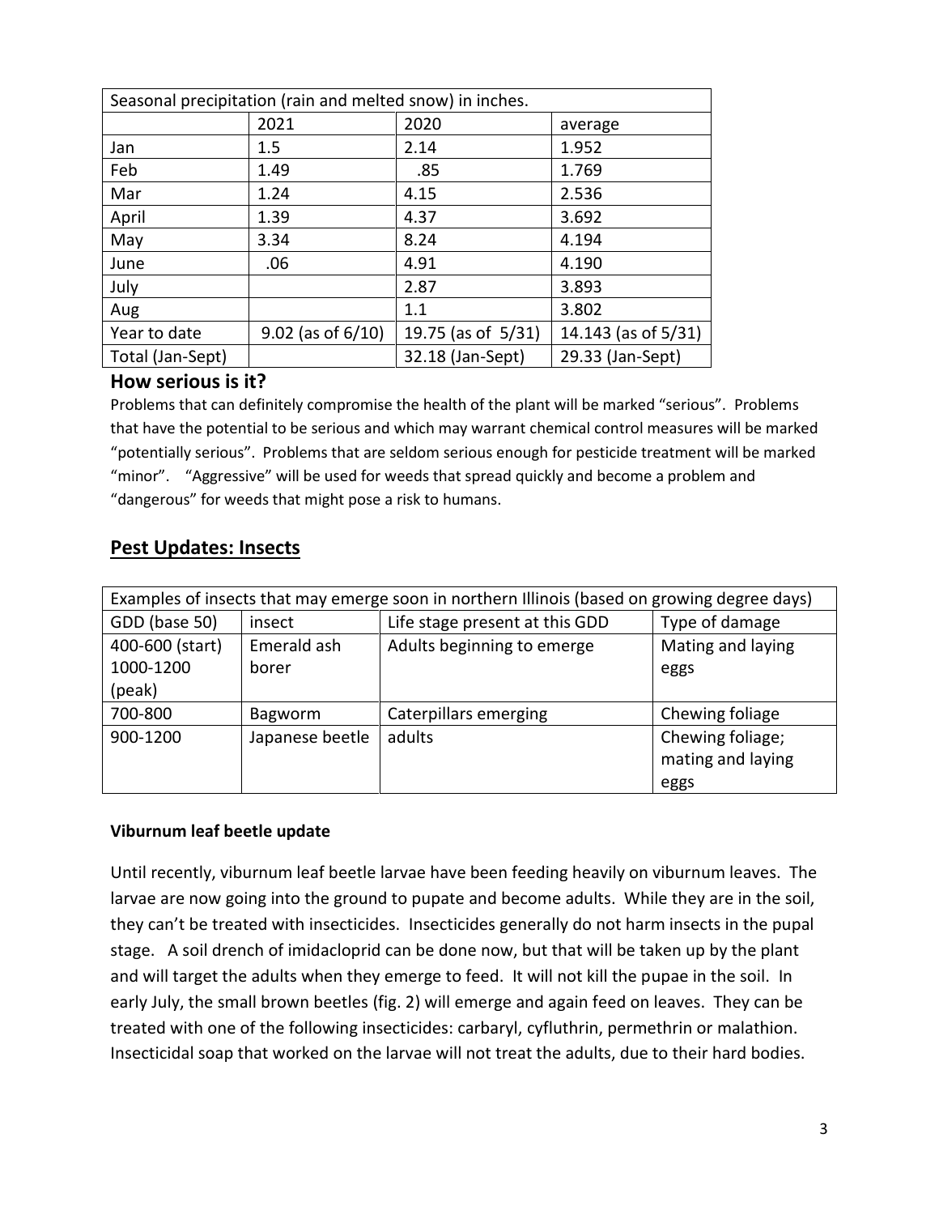| Seasonal precipitation (rain and melted snow) in inches. | | | |
|---|---|---|---|
| | 2021 | 2020 | average |
| Jan | 1.5 | 2.14 | 1.952 |
| Feb | 1.49 | .85 | 1.769 |
| Mar | 1.24 | 4.15 | 2.536 |
| April | 1.39 | 4.37 | 3.692 |
| May | 3.34 | 8.24 | 4.194 |
| June | .06 | 4.91 | 4.190 |
| July | | 2.87 | 3.893 |
| Aug | | 1.1 | 3.802 |
| Year to date | 9.02 (as of 6/10) | 19.75 (as of 5/31) | 14.143 (as of 5/31) |
| Total (Jan-Sept) | | 32.18 (Jan-Sept) | 29.33 (Jan-Sept) |

### How serious is it?

Problems that can definitely compromise the health of the plant will be marked "serious". Problems that have the potential to be serious and which may warrant chemical control measures will be marked "potentially serious". Problems that are seldom serious enough for pesticide treatment will be marked "minor". "Aggressive" will be used for weeds that spread quickly and become a problem and "dangerous" for weeds that might pose a risk to humans.

## Pest Updates: Insects

| Examples of insects that may emerge soon in northern Illinois (based on growing degree days) | | | |
|---|---|---|---|
| GDD (base 50) | insect | Life stage present at this GDD | Type of damage |
| 400-600 (start) 1000-1200 (peak) | Emerald ash borer | Adults beginning to emerge | Mating and laying eggs |
| 700-800 | Bagworm | Caterpillars emerging | Chewing foliage |
| 900-1200 | Japanese beetle | adults | Chewing foliage; mating and laying eggs |

**Viburnum leaf beetle update**

Until recently, viburnum leaf beetle larvae have been feeding heavily on viburnum leaves. The larvae are now going into the ground to pupate and become adults. While they are in the soil, they can't be treated with insecticides. Insecticides generally do not harm insects in the pupal stage. A soil drench of imidacloprid can be done now, but that will be taken up by the plant and will target the adults when they emerge to feed. It will not kill the pupae in the soil. In early July, the small brown beetles (fig. 2) will emerge and again feed on leaves. They can be treated with one of the following insecticides: carbaryl, cyfluthrin, permethrin or malathion. Insecticidal soap that worked on the larvae will not treat the adults, due to their hard bodies.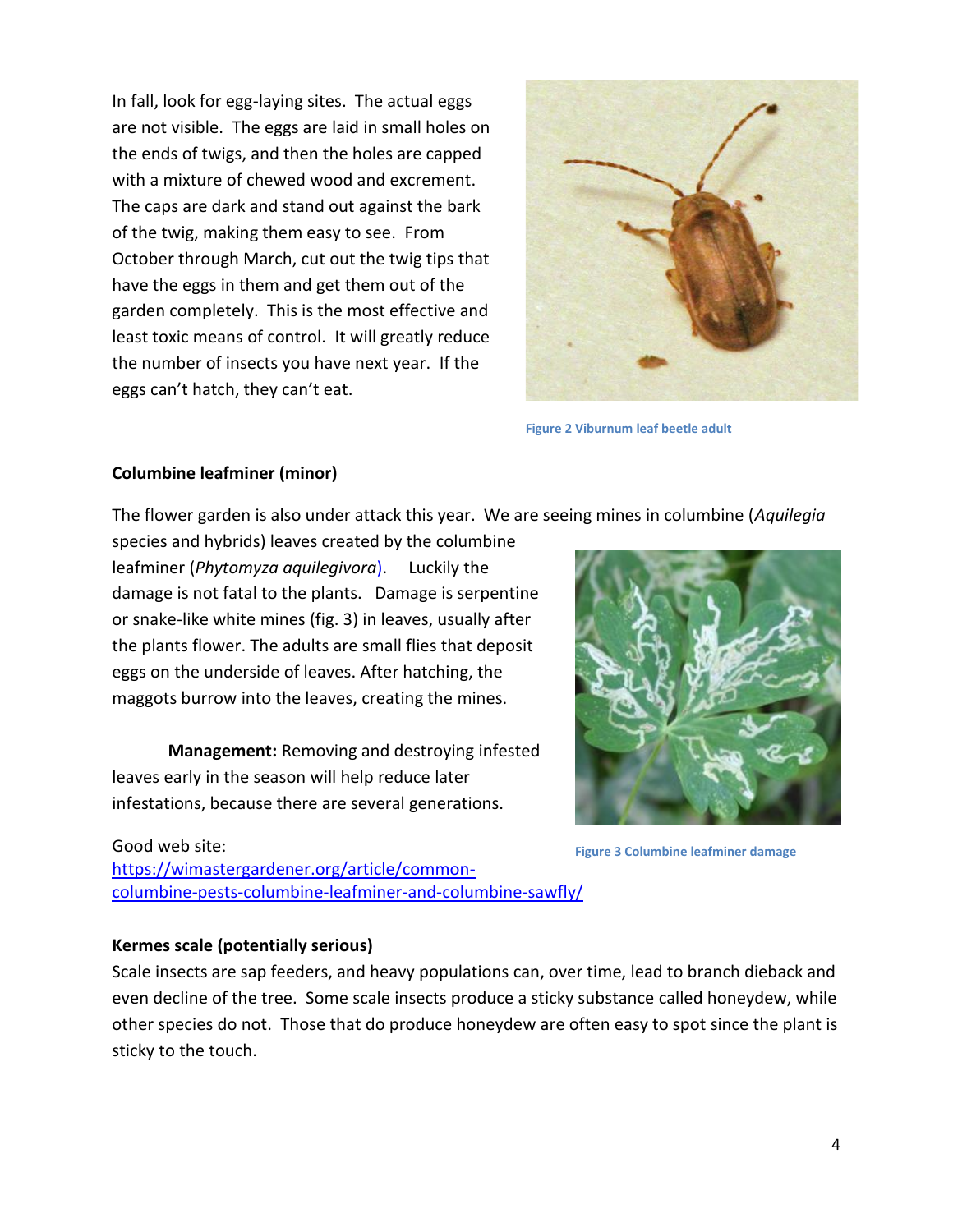In fall, look for egg-laying sites. The actual eggs are not visible. The eggs are laid in small holes on the ends of twigs, and then the holes are capped with a mixture of chewed wood and excrement. The caps are dark and stand out against the bark of the twig, making them easy to see. From October through March, cut out the twig tips that have the eggs in them and get them out of the garden completely. This is the most effective and least toxic means of control. It will greatly reduce the number of insects you have next year. If the eggs can't hatch, they can't eat.

Figure 2 Viburnum leaf beetle adult

**Columbine leafminer (minor)**

The flower garden is also under attack this year. We are seeing mines in columbine (*Aquilegia* species and hybrids) leaves created by the columbine leafminer (*Phytomyza aquilegivora*). Luckily the damage is not fatal to the plants. Damage is serpentine or snake-like white mines (fig. 3) in leaves, usually after the plants flower. The adults are small flies that deposit eggs on the underside of leaves. After hatching, the maggots burrow into the leaves, creating the mines.

**Management:** Removing and destroying infested leaves early in the season will help reduce later infestations, because there are several generations.

Figure 3 Columbine leafminer damage

Good web site:
https://wimastergardener.org/article/common-columbine-pests-columbine-leafminer-and-columbine-sawfly/

**Kermes scale (potentially serious)**

Scale insects are sap feeders, and heavy populations can, over time, lead to branch dieback and even decline of the tree. Some scale insects produce a sticky substance called honeydew, while other species do not. Those that do produce honeydew are often easy to spot since the plant is sticky to the touch.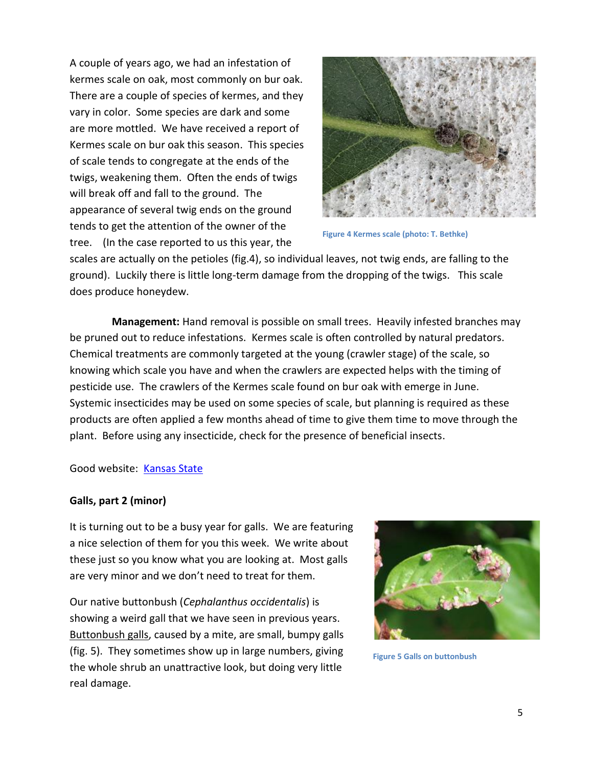A couple of years ago, we had an infestation of kermes scale on oak, most commonly on bur oak. There are a couple of species of kermes, and they vary in color. Some species are dark and some are more mottled. We have received a report of Kermes scale on bur oak this season. This species of scale tends to congregate at the ends of the twigs, weakening them. Often the ends of twigs will break off and fall to the ground. The appearance of several twig ends on the ground tends to get the attention of the owner of the tree. (In the case reported to us this year, the scales are actually on the petioles (fig.4), so individual leaves, not twig ends, are falling to the ground). Luckily there is little long-term damage from the dropping of the twigs. This scale does produce honeydew.

Figure 4 Kermes scale (photo: T. Bethke)

**Management:** Hand removal is possible on small trees. Heavily infested branches may be pruned out to reduce infestations. Kermes scale is often controlled by natural predators. Chemical treatments are commonly targeted at the young (crawler stage) of the scale, so knowing which scale you have and when the crawlers are expected helps with the timing of pesticide use. The crawlers of the Kermes scale found on bur oak with emerge in June. Systemic insecticides may be used on some species of scale, but planning is required as these products are often applied a few months ahead of time to give them time to move through the plant. Before using any insecticide, check for the presence of beneficial insects.

Good website: Kansas State

**Galls, part 2 (minor)**

It is turning out to be a busy year for galls. We are featuring a nice selection of them for you this week. We write about these just so you know what you are looking at. Most galls are very minor and we don't need to treat for them.

Our native buttonbush (*Cephalanthus occidentalis*) is showing a weird gall that we have seen in previous years. Buttonbush galls, caused by a mite, are small, bumpy galls (fig. 5). They sometimes show up in large numbers, giving the whole shrub an unattractive look, but doing very little real damage.

Figure 5 Galls on buttonbush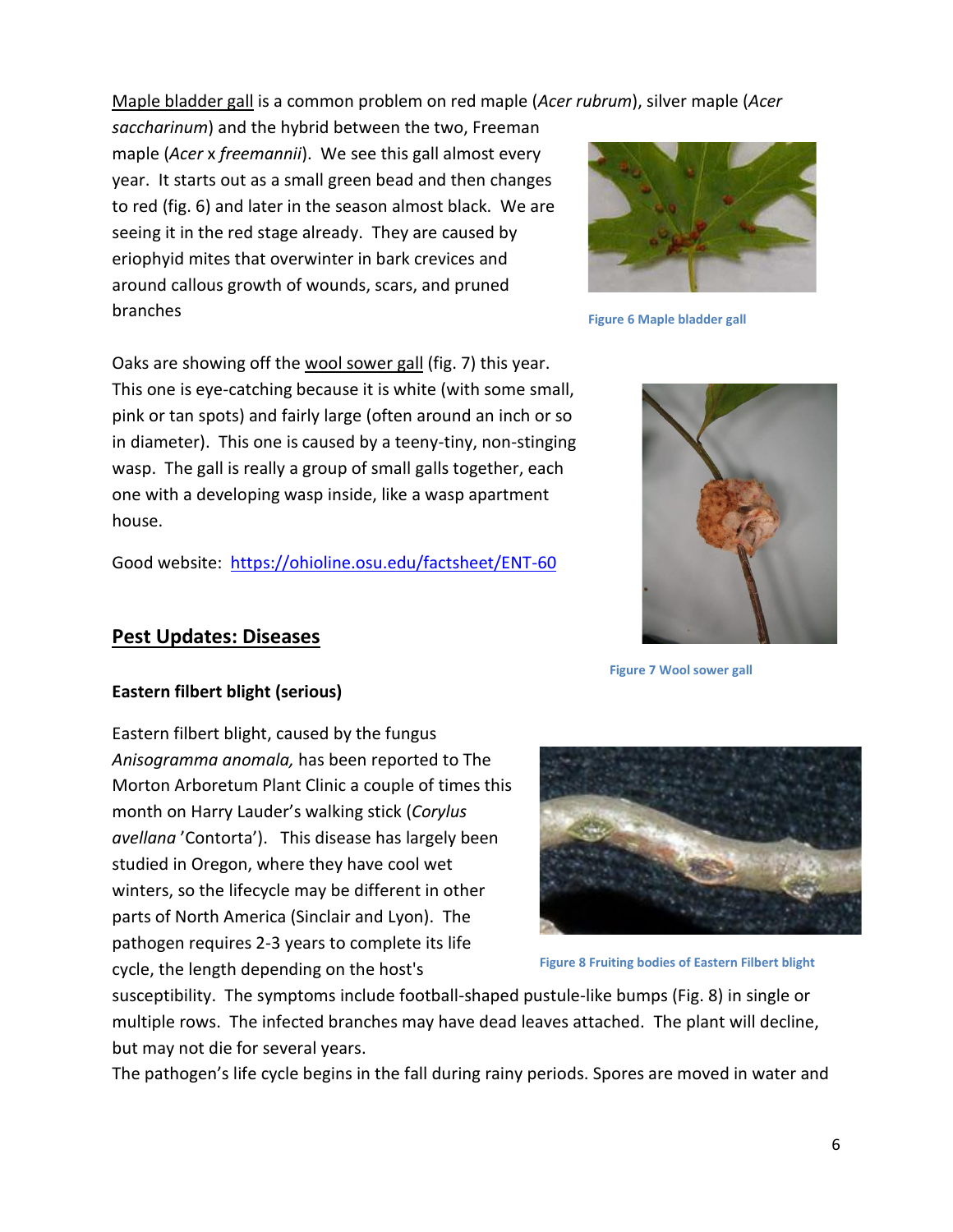Maple bladder gall is a common problem on red maple (*Acer rubrum*), silver maple (*Acer saccharinum*) and the hybrid between the two, Freeman maple (*Acer* x *freemannii*). We see this gall almost every year. It starts out as a small green bead and then changes to red (fig. 6) and later in the season almost black. We are seeing it in the red stage already. They are caused by eriophyid mites that overwinter in bark crevices and around callous growth of wounds, scars, and pruned branches

Figure 6 Maple bladder gall

Oaks are showing off the wool sower gall (fig. 7) this year. This one is eye-catching because it is white (with some small, pink or tan spots) and fairly large (often around an inch or so in diameter). This one is caused by a teeny-tiny, non-stinging wasp. The gall is really a group of small galls together, each one with a developing wasp inside, like a wasp apartment house.

Good website: https://ohioline.osu.edu/factsheet/ENT-60

Figure 7 Wool sower gall

## Pest Updates: Diseases

### Eastern filbert blight (serious)

Eastern filbert blight, caused by the fungus *Anisogramma anomala,* has been reported to The Morton Arboretum Plant Clinic a couple of times this month on Harry Lauder's walking stick (*Corylus avellana* 'Contorta'). This disease has largely been studied in Oregon, where they have cool wet winters, so the lifecycle may be different in other parts of North America (Sinclair and Lyon). The pathogen requires 2-3 years to complete its life cycle, the length depending on the host's susceptibility. The symptoms include football-shaped pustule-like bumps (Fig. 8) in single or multiple rows. The infected branches may have dead leaves attached. The plant will decline, but may not die for several years.

Figure 8 Fruiting bodies of Eastern Filbert blight

The pathogen's life cycle begins in the fall during rainy periods. Spores are moved in water and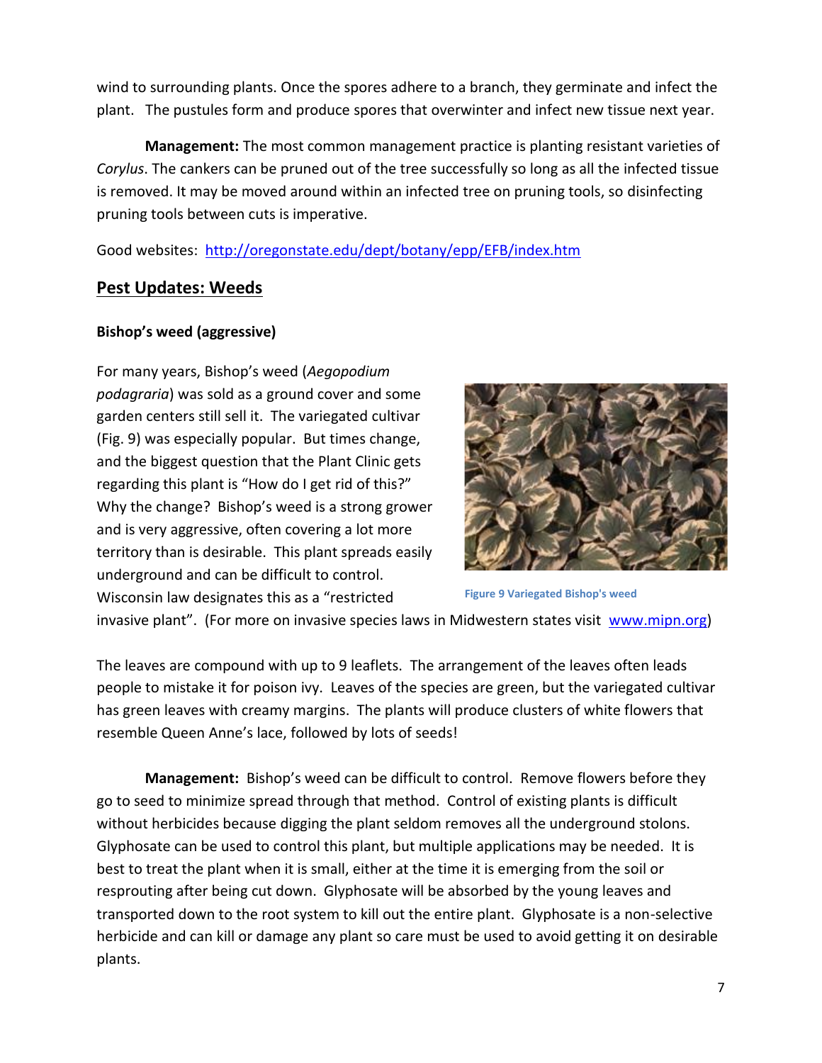wind to surrounding plants. Once the spores adhere to a branch, they germinate and infect the plant. The pustules form and produce spores that overwinter and infect new tissue next year.

**Management:** The most common management practice is planting resistant varieties of *Corylus*. The cankers can be pruned out of the tree successfully so long as all the infected tissue is removed. It may be moved around within an infected tree on pruning tools, so disinfecting pruning tools between cuts is imperative.

Good websites: http://oregonstate.edu/dept/botany/epp/EFB/index.htm

## Pest Updates: Weeds

### Bishop's weed (aggressive)

For many years, Bishop's weed (*Aegopodium podagraria*) was sold as a ground cover and some garden centers still sell it. The variegated cultivar (Fig. 9) was especially popular. But times change, and the biggest question that the Plant Clinic gets regarding this plant is "How do I get rid of this?" Why the change? Bishop's weed is a strong grower and is very aggressive, often covering a lot more territory than is desirable. This plant spreads easily underground and can be difficult to control. Wisconsin law designates this as a "restricted invasive plant". (For more on invasive species laws in Midwestern states visit www.mipn.org)

Figure 9 Variegated Bishop's weed

The leaves are compound with up to 9 leaflets. The arrangement of the leaves often leads people to mistake it for poison ivy. Leaves of the species are green, but the variegated cultivar has green leaves with creamy margins. The plants will produce clusters of white flowers that resemble Queen Anne's lace, followed by lots of seeds!

**Management:** Bishop's weed can be difficult to control. Remove flowers before they go to seed to minimize spread through that method. Control of existing plants is difficult without herbicides because digging the plant seldom removes all the underground stolons. Glyphosate can be used to control this plant, but multiple applications may be needed. It is best to treat the plant when it is small, either at the time it is emerging from the soil or resprouting after being cut down. Glyphosate will be absorbed by the young leaves and transported down to the root system to kill out the entire plant. Glyphosate is a non-selective herbicide and can kill or damage any plant so care must be used to avoid getting it on desirable plants.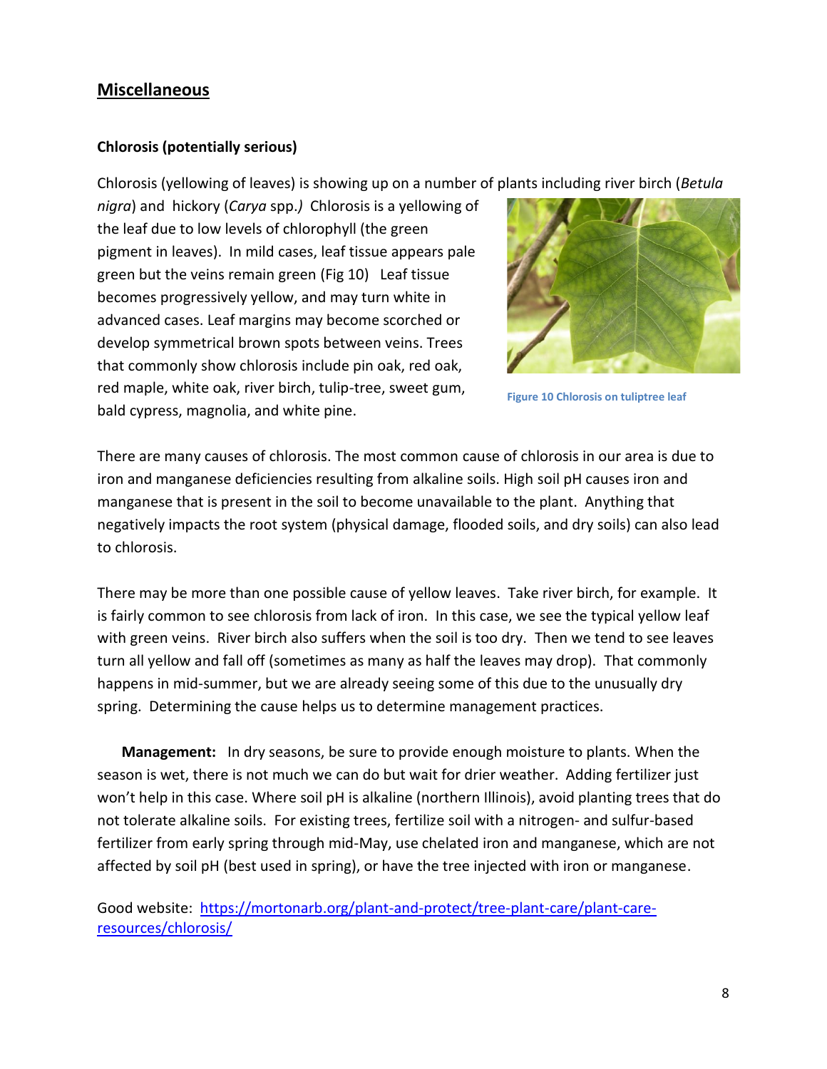## Miscellaneous

### Chlorosis (potentially serious)

Chlorosis (yellowing of leaves) is showing up on a number of plants including river birch (*Betula nigra*) and hickory (*Carya* spp.*)* Chlorosis is a yellowing of the leaf due to low levels of chlorophyll (the green pigment in leaves). In mild cases, leaf tissue appears pale green but the veins remain green (Fig 10) Leaf tissue becomes progressively yellow, and may turn white in advanced cases. Leaf margins may become scorched or develop symmetrical brown spots between veins. Trees that commonly show chlorosis include pin oak, red oak, red maple, white oak, river birch, tulip-tree, sweet gum, bald cypress, magnolia, and white pine.

Figure 10 Chlorosis on tuliptree leaf

There are many causes of chlorosis. The most common cause of chlorosis in our area is due to iron and manganese deficiencies resulting from alkaline soils. High soil pH causes iron and manganese that is present in the soil to become unavailable to the plant. Anything that negatively impacts the root system (physical damage, flooded soils, and dry soils) can also lead to chlorosis.

There may be more than one possible cause of yellow leaves. Take river birch, for example. It is fairly common to see chlorosis from lack of iron. In this case, we see the typical yellow leaf with green veins. River birch also suffers when the soil is too dry. Then we tend to see leaves turn all yellow and fall off (sometimes as many as half the leaves may drop). That commonly happens in mid-summer, but we are already seeing some of this due to the unusually dry spring. Determining the cause helps us to determine management practices.

**Management:** In dry seasons, be sure to provide enough moisture to plants. When the season is wet, there is not much we can do but wait for drier weather. Adding fertilizer just won't help in this case. Where soil pH is alkaline (northern Illinois), avoid planting trees that do not tolerate alkaline soils. For existing trees, fertilize soil with a nitrogen- and sulfur-based fertilizer from early spring through mid-May, use chelated iron and manganese, which are not affected by soil pH (best used in spring), or have the tree injected with iron or manganese.

Good website: [https://mortonarb.org/plant-and-protect/tree-plant-care/plant-care-resources/chlorosis/](https://mortonarb.org/plant-and-protect/tree-plant-care/plant-care-resources/chlorosis/)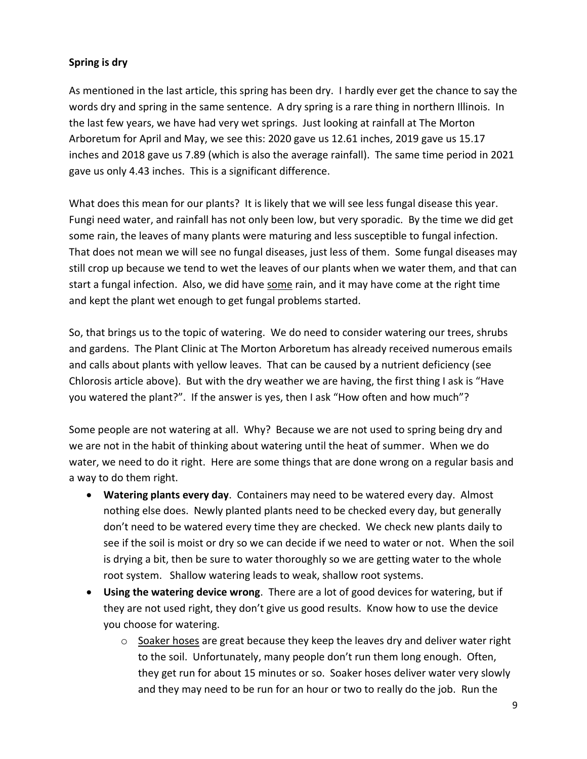**Spring is dry**

As mentioned in the last article, this spring has been dry. I hardly ever get the chance to say the words dry and spring in the same sentence. A dry spring is a rare thing in northern Illinois. In the last few years, we have had very wet springs. Just looking at rainfall at The Morton Arboretum for April and May, we see this: 2020 gave us 12.61 inches, 2019 gave us 15.17 inches and 2018 gave us 7.89 (which is also the average rainfall). The same time period in 2021 gave us only 4.43 inches. This is a significant difference.

What does this mean for our plants? It is likely that we will see less fungal disease this year. Fungi need water, and rainfall has not only been low, but very sporadic. By the time we did get some rain, the leaves of many plants were maturing and less susceptible to fungal infection. That does not mean we will see no fungal diseases, just less of them. Some fungal diseases may still crop up because we tend to wet the leaves of our plants when we water them, and that can start a fungal infection. Also, we did have <u>some</u> rain, and it may have come at the right time and kept the plant wet enough to get fungal problems started.

So, that brings us to the topic of watering. We do need to consider watering our trees, shrubs and gardens. The Plant Clinic at The Morton Arboretum has already received numerous emails and calls about plants with yellow leaves. That can be caused by a nutrient deficiency (see Chlorosis article above). But with the dry weather we are having, the first thing I ask is "Have you watered the plant?". If the answer is yes, then I ask "How often and how much"?

Some people are not watering at all. Why? Because we are not used to spring being dry and we are not in the habit of thinking about watering until the heat of summer. When we do water, we need to do it right. Here are some things that are done wrong on a regular basis and a way to do them right.

- **Watering plants every day**. Containers may need to be watered every day. Almost nothing else does. Newly planted plants need to be checked every day, but generally don't need to be watered every time they are checked. We check new plants daily to see if the soil is moist or dry so we can decide if we need to water or not. When the soil is drying a bit, then be sure to water thoroughly so we are getting water to the whole root system. Shallow watering leads to weak, shallow root systems.
- **Using the watering device wrong**. There are a lot of good devices for watering, but if they are not used right, they don't give us good results. Know how to use the device you choose for watering.
  - <u>Soaker hoses</u> are great because they keep the leaves dry and deliver water right to the soil. Unfortunately, many people don't run them long enough. Often, they get run for about 15 minutes or so. Soaker hoses deliver water very slowly and they may need to be run for an hour or two to really do the job. Run the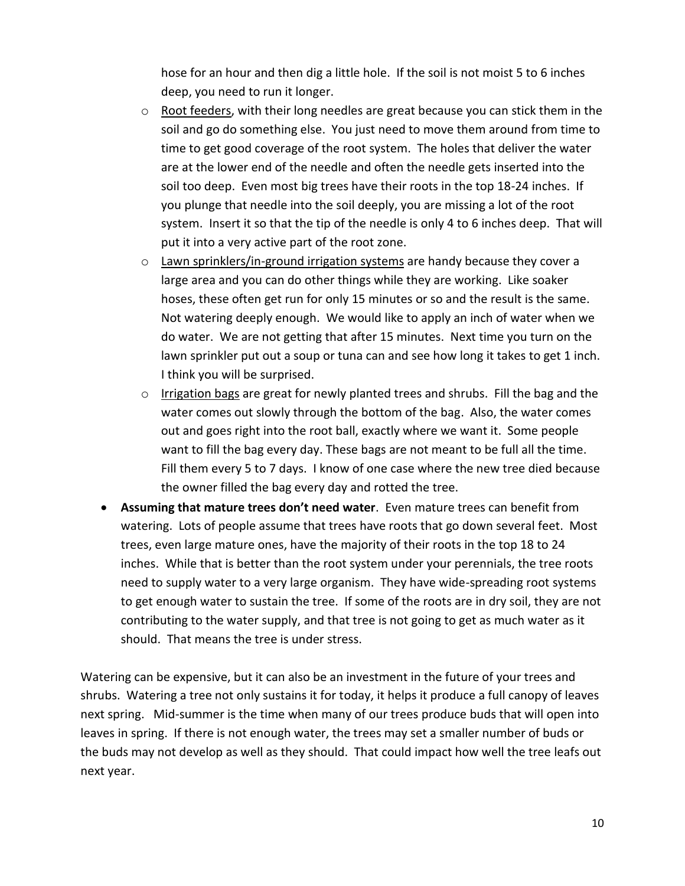hose for an hour and then dig a little hole. If the soil is not moist 5 to 6 inches deep, you need to run it longer.

  - Root feeders, with their long needles are great because you can stick them in the soil and go do something else. You just need to move them around from time to time to get good coverage of the root system. The holes that deliver the water are at the lower end of the needle and often the needle gets inserted into the soil too deep. Even most big trees have their roots in the top 18-24 inches. If you plunge that needle into the soil deeply, you are missing a lot of the root system. Insert it so that the tip of the needle is only 4 to 6 inches deep. That will put it into a very active part of the root zone.
  - Lawn sprinklers/in-ground irrigation systems are handy because they cover a large area and you can do other things while they are working. Like soaker hoses, these often get run for only 15 minutes or so and the result is the same. Not watering deeply enough. We would like to apply an inch of water when we do water. We are not getting that after 15 minutes. Next time you turn on the lawn sprinkler put out a soup or tuna can and see how long it takes to get 1 inch. I think you will be surprised.
  - Irrigation bags are great for newly planted trees and shrubs. Fill the bag and the water comes out slowly through the bottom of the bag. Also, the water comes out and goes right into the root ball, exactly where we want it. Some people want to fill the bag every day. These bags are not meant to be full all the time. Fill them every 5 to 7 days. I know of one case where the new tree died because the owner filled the bag every day and rotted the tree.

- **Assuming that mature trees don't need water**. Even mature trees can benefit from watering. Lots of people assume that trees have roots that go down several feet. Most trees, even large mature ones, have the majority of their roots in the top 18 to 24 inches. While that is better than the root system under your perennials, the tree roots need to supply water to a very large organism. They have wide-spreading root systems to get enough water to sustain the tree. If some of the roots are in dry soil, they are not contributing to the water supply, and that tree is not going to get as much water as it should. That means the tree is under stress.

Watering can be expensive, but it can also be an investment in the future of your trees and shrubs. Watering a tree not only sustains it for today, it helps it produce a full canopy of leaves next spring. Mid-summer is the time when many of our trees produce buds that will open into leaves in spring. If there is not enough water, the trees may set a smaller number of buds or the buds may not develop as well as they should. That could impact how well the tree leafs out next year.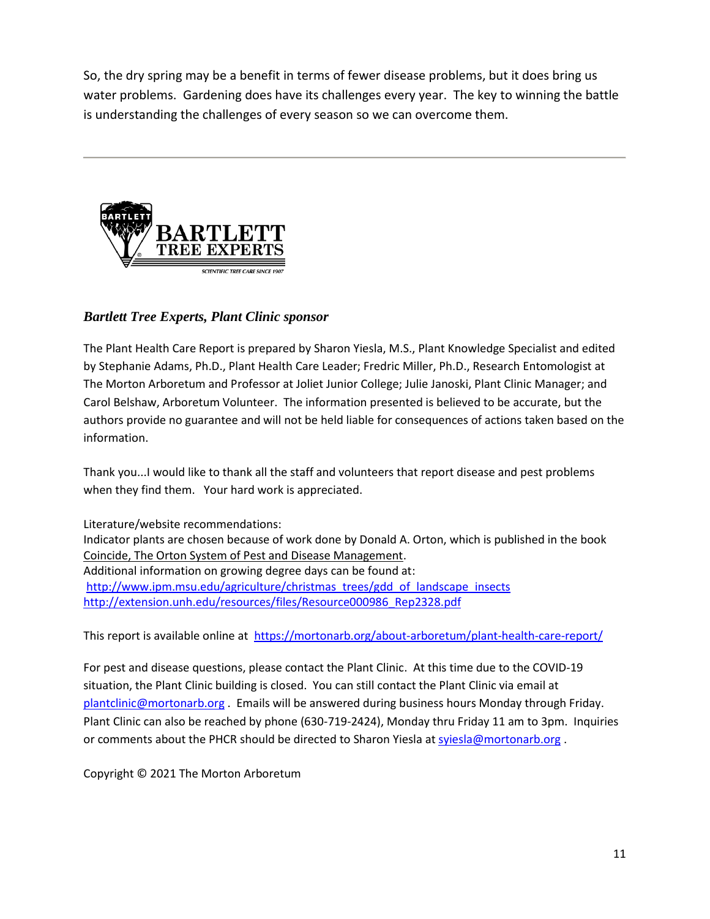So, the dry spring may be a benefit in terms of fewer disease problems, but it does bring us water problems. Gardening does have its challenges every year. The key to winning the battle is understanding the challenges of every season so we can overcome them.

---

***Bartlett Tree Experts, Plant Clinic sponsor***

The Plant Health Care Report is prepared by Sharon Yiesla, M.S., Plant Knowledge Specialist and edited by Stephanie Adams, Ph.D., Plant Health Care Leader; Fredric Miller, Ph.D., Research Entomologist at The Morton Arboretum and Professor at Joliet Junior College; Julie Janoski, Plant Clinic Manager; and Carol Belshaw, Arboretum Volunteer. The information presented is believed to be accurate, but the authors provide no guarantee and will not be held liable for consequences of actions taken based on the information.

Thank you...I would like to thank all the staff and volunteers that report disease and pest problems when they find them. Your hard work is appreciated.

Literature/website recommendations:
Indicator plants are chosen because of work done by Donald A. Orton, which is published in the book Coincide, The Orton System of Pest and Disease Management.
Additional information on growing degree days can be found at:
http://www.ipm.msu.edu/agriculture/christmas_trees/gdd_of_landscape_insects
http://extension.unh.edu/resources/files/Resource000986_Rep2328.pdf

This report is available online at https://mortonarb.org/about-arboretum/plant-health-care-report/

For pest and disease questions, please contact the Plant Clinic. At this time due to the COVID-19 situation, the Plant Clinic building is closed. You can still contact the Plant Clinic via email at plantclinic@mortonarb.org . Emails will be answered during business hours Monday through Friday. Plant Clinic can also be reached by phone (630-719-2424), Monday thru Friday 11 am to 3pm. Inquiries or comments about the PHCR should be directed to Sharon Yiesla at syiesla@mortonarb.org .

Copyright © 2021 The Morton Arboretum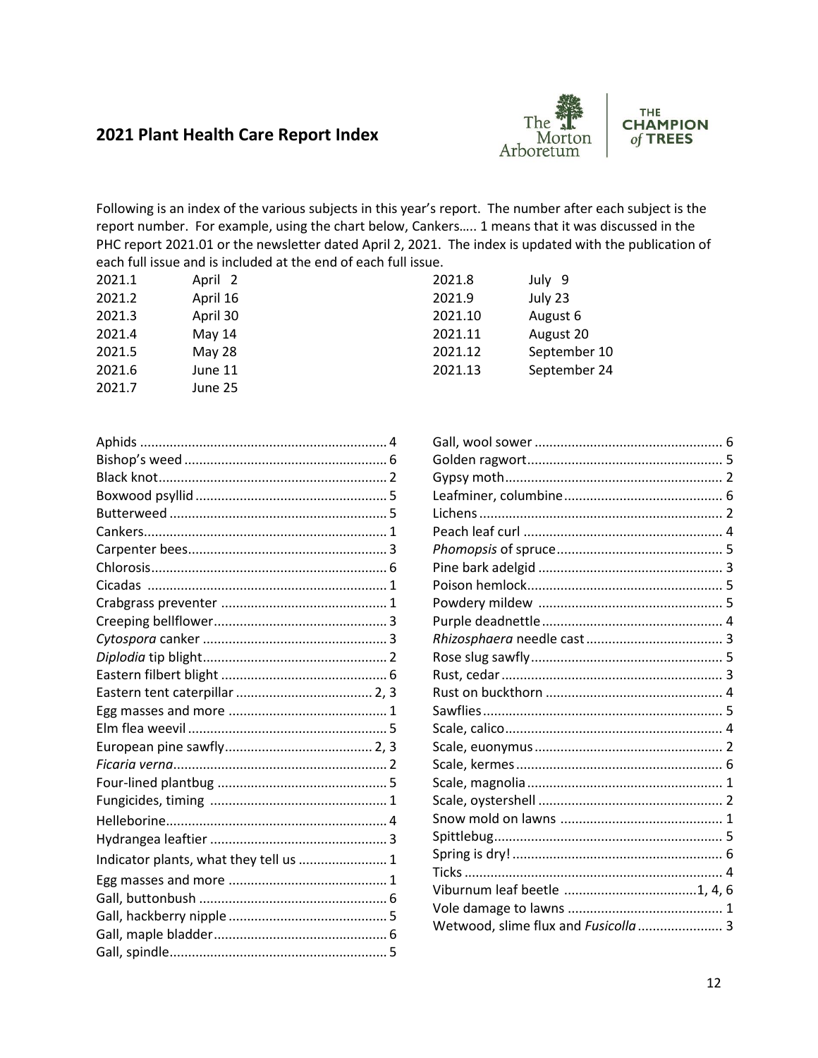## 2021 Plant Health Care Report Index

Following is an index of the various subjects in this year's report. The number after each subject is the report number. For example, using the chart below, Cankers….. 1 means that it was discussed in the PHC report 2021.01 or the newsletter dated April 2, 2021. The index is updated with the publication of each full issue and is included at the end of each full issue.

| | |
|---|---|
| 2021.1 | April 2 |
| 2021.2 | April 16 |
| 2021.3 | April 30 |
| 2021.4 | May 14 |
| 2021.5 | May 28 |
| 2021.6 | June 11 |
| 2021.7 | June 25 |
| 2021.8 | July 9 |
| 2021.9 | July 23 |
| 2021.10 | August 6 |
| 2021.11 | August 20 |
| 2021.12 | September 10 |
| 2021.13 | September 24 |

Aphids .......... 4
Bishop's weed .......... 6
Black knot .......... 2
Boxwood psyllid .......... 5
Butterweed .......... 5
Cankers .......... 1
Carpenter bees .......... 3
Chlorosis .......... 6
Cicadas .......... 1
Crabgrass preventer .......... 1
Creeping bellflower .......... 3
*Cytospora* canker .......... 3
*Diplodia* tip blight .......... 2
Eastern filbert blight .......... 6
Eastern tent caterpillar .......... 2, 3
Egg masses and more .......... 1
Elm flea weevil .......... 5
European pine sawfly .......... 2, 3
*Ficaria verna* .......... 2
Four-lined plantbug .......... 5
Fungicides, timing .......... 1
Helleborine .......... 4
Hydrangea leaftier .......... 3
Indicator plants, what they tell us .......... 1
Egg masses and more .......... 1
Gall, buttonbush .......... 6
Gall, hackberry nipple .......... 5
Gall, maple bladder .......... 6
Gall, spindle .......... 5
Gall, wool sower .......... 6
Golden ragwort .......... 5
Gypsy moth .......... 2
Leafminer, columbine .......... 6
Lichens .......... 2
Peach leaf curl .......... 4
*Phomopsis* of spruce .......... 5
Pine bark adelgid .......... 3
Poison hemlock .......... 5
Powdery mildew .......... 5
Purple deadnettle .......... 4
*Rhizosphaera* needle cast .......... 3
Rose slug sawfly .......... 5
Rust, cedar .......... 3
Rust on buckthorn .......... 4
Sawflies .......... 5
Scale, calico .......... 4
Scale, euonymus .......... 2
Scale, kermes .......... 6
Scale, magnolia .......... 1
Scale, oystershell .......... 2
Snow mold on lawns .......... 1
Spittlebug .......... 5
Spring is dry! .......... 6
Ticks .......... 4
Viburnum leaf beetle .......... 1, 4, 6
Vole damage to lawns .......... 1
Wetwood, slime flux and *Fusicolla* .......... 3